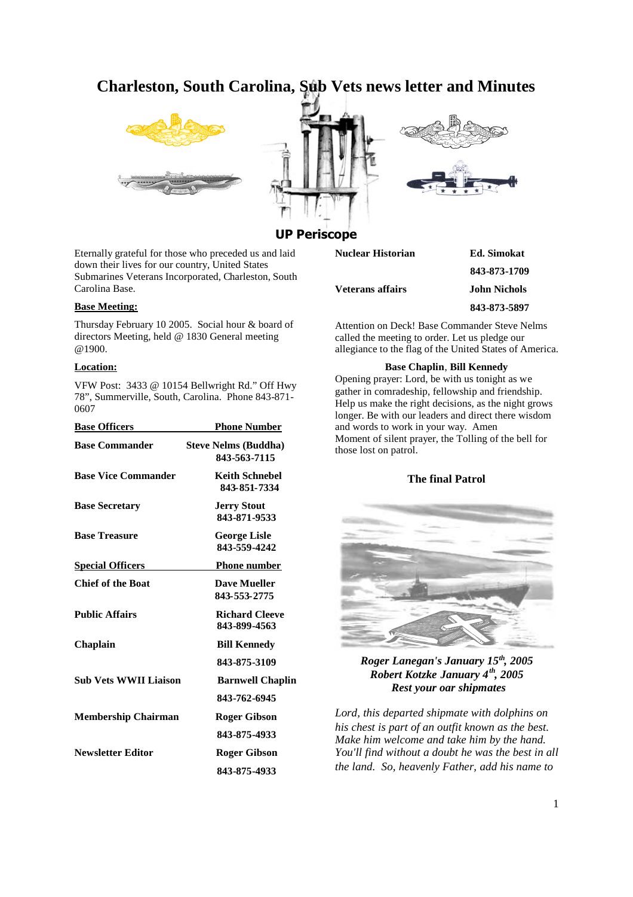# Charleston, South Carolina, Sub Vets news letter and Minutes

## UP Periscope

Eternally grateful for those who preceded us and laid down their lives for our country, United States Submarines Veterans Incorporated, Charleston, South Carolina Base.

**Base Meeting:**

Thursday February 10 2005. Social hour & board of directors Meeting, held @ 1830 General meeting @1900.

**Location:**

VFW Post: 3433 @ 10154 Bellwright Rd." Off Hwy 78", Summerville, South, Carolina. Phone 843-871-0607

| **Base Officers** | **Phone Number** |
|---|---|
| **Base Commander** | **Steve Nelms (Buddha) 843-563-7115** |
| **Base Vice Commander** | **Keith Schnebel 843-851-7334** |
| **Base Secretary** | **Jerry Stout 843-871-9533** |
| **Base Treasure** | **George Lisle 843-559-4242** |

| **Special Officers** | **Phone number** |
|---|---|
| **Chief of the Boat** | **Dave Mueller 843-553-2775** |
| **Public Affairs** | **Richard Cleeve 843-899-4563** |
| **Chaplain** | **Bill Kennedy 843-875-3109** |
| **Sub Vets WWII Liaison** | **Barnwell Chaplin 843-762-6945** |
| **Membership Chairman** | **Roger Gibson 843-875-4933** |
| **Newsletter Editor** | **Roger Gibson 843-875-4933** |
| **Nuclear Historian** | **Ed. Simokat 843-873-1709** |
| **Veterans affairs** | **John Nichols 843-873-5897** |

Attention on Deck! Base Commander Steve Nelms called the meeting to order. Let us pledge our allegiance to the flag of the United States of America.

**Base Chaplin**, **Bill Kennedy**

Opening prayer: Lord, be with us tonight as we gather in comradeship, fellowship and friendship. Help us make the right decisions, as the night grows longer. Be with our leaders and direct there wisdom and words to work in your way. Amen

Moment of silent prayer, the Tolling of the bell for those lost on patrol.

### The final Patrol

***Roger Lanegan's January 15th, 2005***
***Robert Kotzke January 4th, 2005***
***Rest your oar shipmates***

*Lord, this departed shipmate with dolphins on his chest is part of an outfit known as the best. Make him welcome and take him by the hand. You'll find without a doubt he was the best in all the land. So, heavenly Father, add his name to*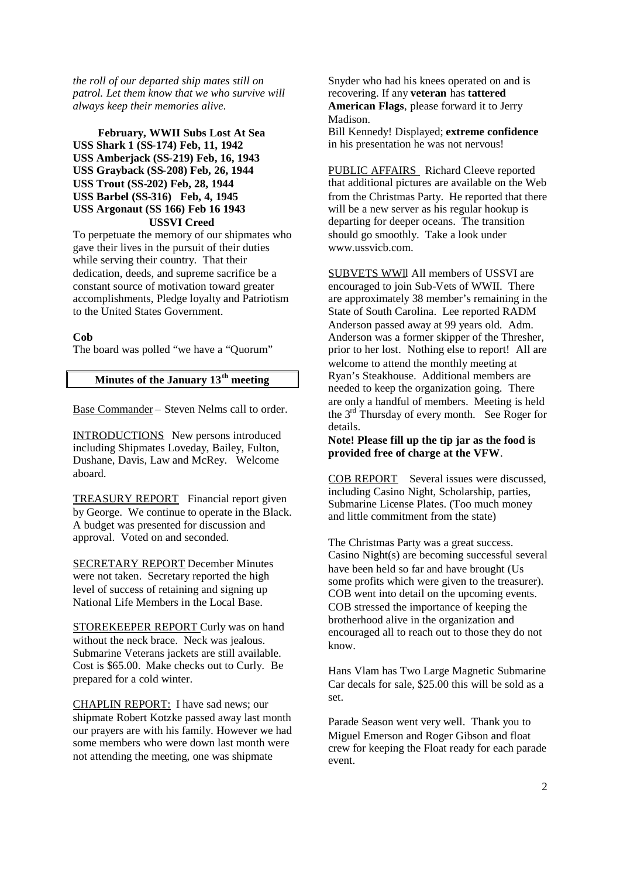*the roll of our departed ship mates still on patrol. Let them know that we who survive will always keep their memories alive.*

**February, WWII Subs Lost At Sea**

**USS Shark 1 (SS-174) Feb, 11, 1942**
**USS Amberjack (SS-219) Feb, 16, 1943**
**USS Grayback (SS-208) Feb, 26, 1944**
**USS Trout (SS-202) Feb, 28, 1944**
**USS Barbel (SS-316) Feb, 4, 1945**
**USS Argonaut (SS 166) Feb 16 1943**

**USSVI Creed**

To perpetuate the memory of our shipmates who gave their lives in the pursuit of their duties while serving their country. That their dedication, deeds, and supreme sacrifice be a constant source of motivation toward greater accomplishments, Pledge loyalty and Patriotism to the United States Government.

**Cob**

The board was polled "we have a "Quorum"

## Minutes of the January 13th meeting

Base Commander – Steven Nelms call to order.

INTRODUCTIONS New persons introduced including Shipmates Loveday, Bailey, Fulton, Dushane, Davis, Law and McRey. Welcome aboard.

TREASURY REPORT Financial report given by George. We continue to operate in the Black. A budget was presented for discussion and approval. Voted on and seconded.

SECRETARY REPORT December Minutes were not taken. Secretary reported the high level of success of retaining and signing up National Life Members in the Local Base.

STOREKEEPER REPORT Curly was on hand without the neck brace. Neck was jealous. Submarine Veterans jackets are still available. Cost is $65.00. Make checks out to Curly. Be prepared for a cold winter.

CHAPLIN REPORT: I have sad news; our shipmate Robert Kotzke passed away last month our prayers are with his family. However we had some members who were down last month were not attending the meeting, one was shipmate Snyder who had his knees operated on and is recovering. If any **veteran** has **tattered American Flags**, please forward it to Jerry Madison.

Bill Kennedy! Displayed; **extreme confidence** in his presentation he was not nervous!

PUBLIC AFFAIRS Richard Cleeve reported that additional pictures are available on the Web from the Christmas Party. He reported that there will be a new server as his regular hookup is departing for deeper oceans. The transition should go smoothly. Take a look under www.ussvicb.com.

SUBVETS WWII All members of USSVI are encouraged to join Sub-Vets of WWII. There are approximately 38 member's remaining in the State of South Carolina. Lee reported RADM Anderson passed away at 99 years old. Adm. Anderson was a former skipper of the Thresher, prior to her lost. Nothing else to report! All are welcome to attend the monthly meeting at Ryan's Steakhouse. Additional members are needed to keep the organization going. There are only a handful of members. Meeting is held the 3rd Thursday of every month. See Roger for details.

**Note! Please fill up the tip jar as the food is provided free of charge at the VFW**.

COB REPORT Several issues were discussed, including Casino Night, Scholarship, parties, Submarine License Plates. (Too much money and little commitment from the state)

The Christmas Party was a great success. Casino Night(s) are becoming successful several have been held so far and have brought (Us some profits which were given to the treasurer). COB went into detail on the upcoming events. COB stressed the importance of keeping the brotherhood alive in the organization and encouraged all to reach out to those they do not know.

Hans Vlam has Two Large Magnetic Submarine Car decals for sale, $25.00 this will be sold as a set.

Parade Season went very well. Thank you to Miguel Emerson and Roger Gibson and float crew for keeping the Float ready for each parade event.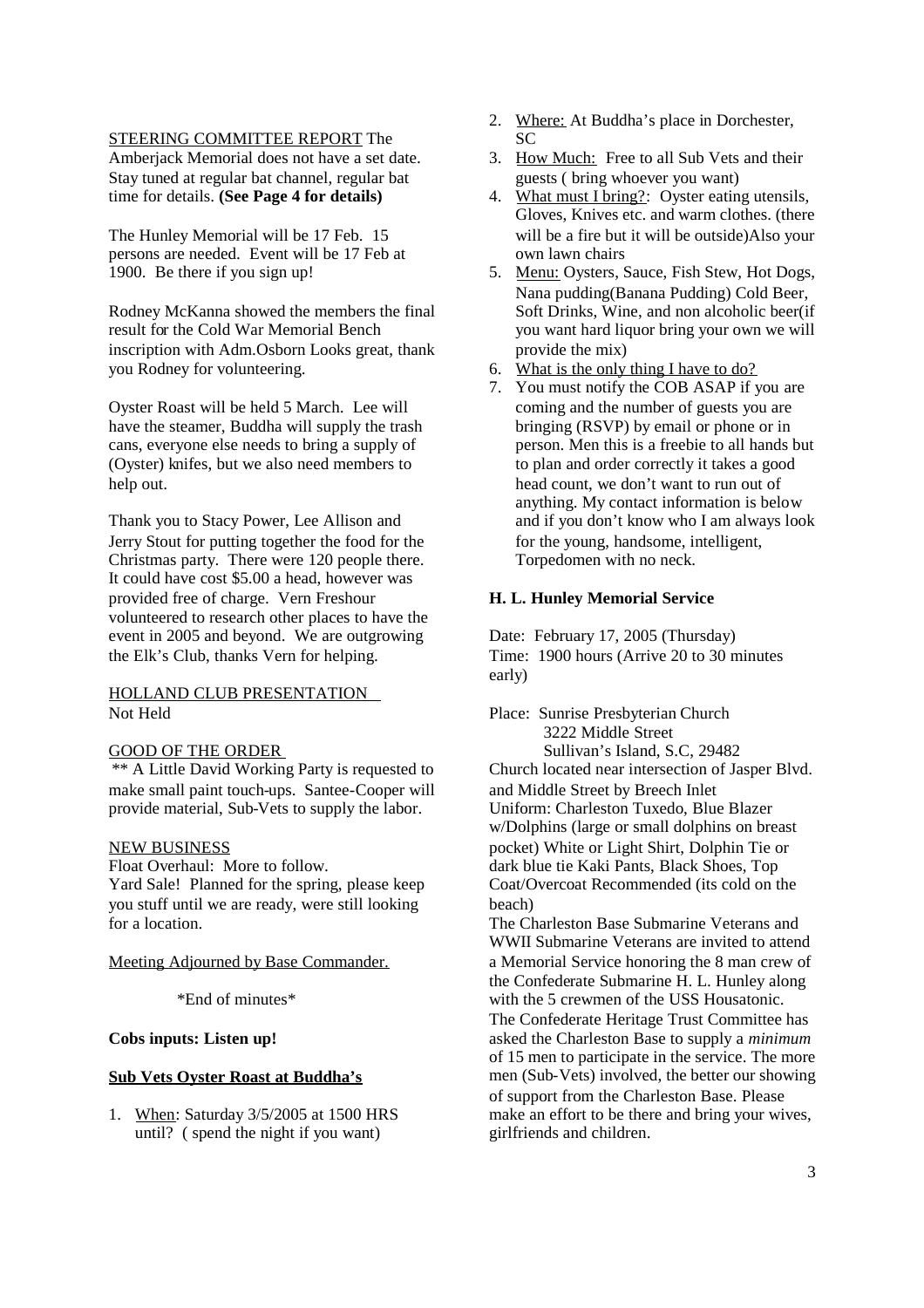STEERING COMMITTEE REPORT The Amberjack Memorial does not have a set date. Stay tuned at regular bat channel, regular bat time for details. **(See Page 4 for details)**

The Hunley Memorial will be 17 Feb. 15 persons are needed. Event will be 17 Feb at 1900. Be there if you sign up!

Rodney McKanna showed the members the final result for the Cold War Memorial Bench inscription with Adm.Osborn Looks great, thank you Rodney for volunteering.

Oyster Roast will be held 5 March. Lee will have the steamer, Buddha will supply the trash cans, everyone else needs to bring a supply of (Oyster) knifes, but we also need members to help out.

Thank you to Stacy Power, Lee Allison and Jerry Stout for putting together the food for the Christmas party. There were 120 people there. It could have cost $5.00 a head, however was provided free of charge. Vern Freshour volunteered to research other places to have the event in 2005 and beyond. We are outgrowing the Elk's Club, thanks Vern for helping.

HOLLAND CLUB PRESENTATION
Not Held

GOOD OF THE ORDER
** A Little David Working Party is requested to make small paint touch-ups. Santee-Cooper will provide material, Sub-Vets to supply the labor.

NEW BUSINESS
Float Overhaul: More to follow.
Yard Sale! Planned for the spring, please keep you stuff until we are ready, were still looking for a location.

Meeting Adjourned by Base Commander.

*End of minutes*

**Cobs inputs: Listen up!**

**Sub Vets Oyster Roast at Buddha's**

1. When: Saturday 3/5/2005 at 1500 HRS until? ( spend the night if you want)
2. Where: At Buddha's place in Dorchester, SC
3. How Much: Free to all Sub Vets and their guests ( bring whoever you want)
4. What must I bring?: Oyster eating utensils, Gloves, Knives etc. and warm clothes. (there will be a fire but it will be outside)Also your own lawn chairs
5. Menu: Oysters, Sauce, Fish Stew, Hot Dogs, Nana pudding(Banana Pudding) Cold Beer, Soft Drinks, Wine, and non alcoholic beer(if you want hard liquor bring your own we will provide the mix)
6. What is the only thing I have to do?
7. You must notify the COB ASAP if you are coming and the number of guests you are bringing (RSVP) by email or phone or in person. Men this is a freebie to all hands but to plan and order correctly it takes a good head count, we don't want to run out of anything. My contact information is below and if you don't know who I am always look for the young, handsome, intelligent, Torpedomen with no neck.

**H. L. Hunley Memorial Service**

Date: February 17, 2005 (Thursday)
Time: 1900 hours (Arrive 20 to 30 minutes early)

Place: Sunrise Presbyterian Church
3222 Middle Street
Sullivan's Island, S.C, 29482

Church located near intersection of Jasper Blvd. and Middle Street by Breech Inlet
Uniform: Charleston Tuxedo, Blue Blazer w/Dolphins (large or small dolphins on breast pocket) White or Light Shirt, Dolphin Tie or dark blue tie Kaki Pants, Black Shoes, Top Coat/Overcoat Recommended (its cold on the beach)
The Charleston Base Submarine Veterans and WWII Submarine Veterans are invited to attend a Memorial Service honoring the 8 man crew of the Confederate Submarine H. L. Hunley along with the 5 crewmen of the USS Housatonic. The Confederate Heritage Trust Committee has asked the Charleston Base to supply a *minimum* of 15 men to participate in the service. The more men (Sub-Vets) involved, the better our showing of support from the Charleston Base. Please make an effort to be there and bring your wives, girlfriends and children.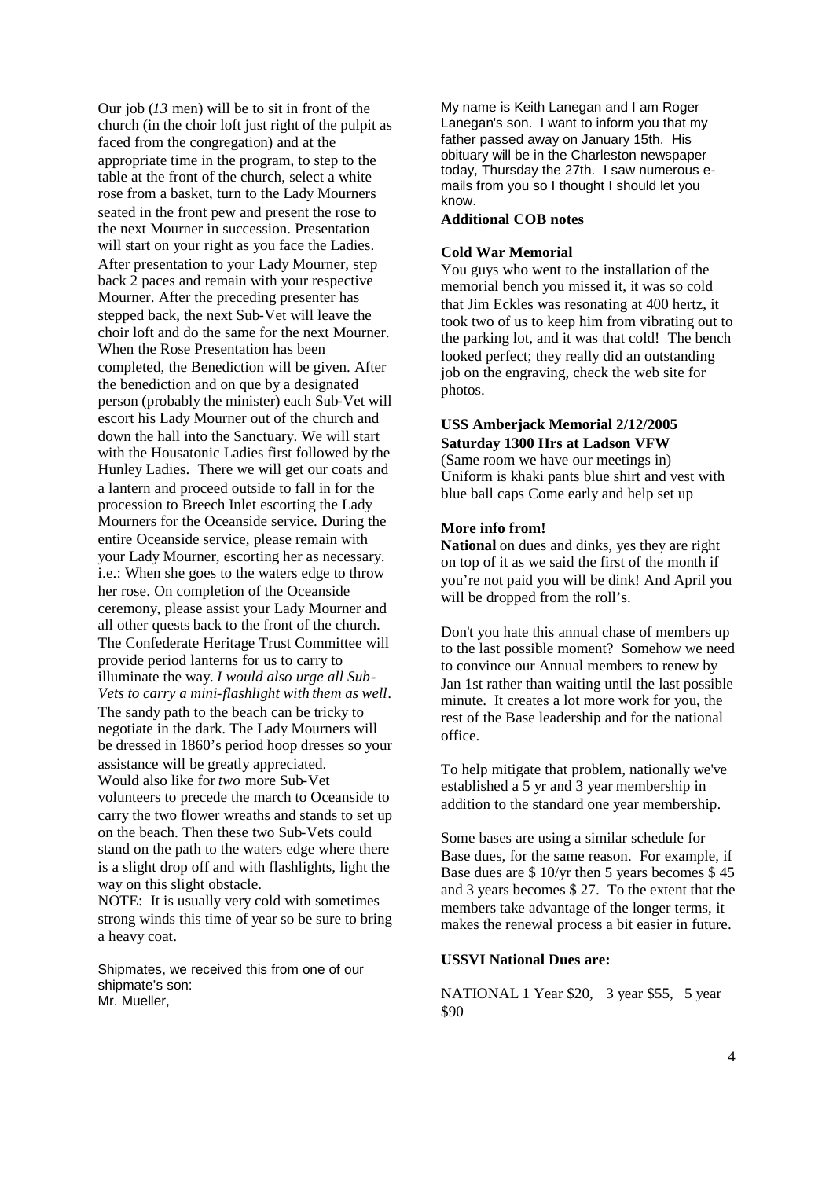Our job (*13* men) will be to sit in front of the church (in the choir loft just right of the pulpit as faced from the congregation) and at the appropriate time in the program, to step to the table at the front of the church, select a white rose from a basket, turn to the Lady Mourners seated in the front pew and present the rose to the next Mourner in succession. Presentation will start on your right as you face the Ladies. After presentation to your Lady Mourner, step back 2 paces and remain with your respective Mourner. After the preceding presenter has stepped back, the next Sub-Vet will leave the choir loft and do the same for the next Mourner. When the Rose Presentation has been completed, the Benediction will be given. After the benediction and on que by a designated person (probably the minister) each Sub-Vet will escort his Lady Mourner out of the church and down the hall into the Sanctuary. We will start with the Housatonic Ladies first followed by the Hunley Ladies. There we will get our coats and a lantern and proceed outside to fall in for the procession to Breech Inlet escorting the Lady Mourners for the Oceanside service. During the entire Oceanside service, please remain with your Lady Mourner, escorting her as necessary. i.e.: When she goes to the waters edge to throw her rose. On completion of the Oceanside ceremony, please assist your Lady Mourner and all other quests back to the front of the church. The Confederate Heritage Trust Committee will provide period lanterns for us to carry to illuminate the way. *I would also urge all Sub-Vets to carry a mini-flashlight with them as well*. The sandy path to the beach can be tricky to negotiate in the dark. The Lady Mourners will be dressed in 1860's period hoop dresses so your assistance will be greatly appreciated. Would also like for *two* more Sub-Vet volunteers to precede the march to Oceanside to carry the two flower wreaths and stands to set up on the beach. Then these two Sub-Vets could stand on the path to the waters edge where there is a slight drop off and with flashlights, light the way on this slight obstacle.

NOTE: It is usually very cold with sometimes strong winds this time of year so be sure to bring a heavy coat.

Shipmates, we received this from one of our shipmate's son:

Mr. Mueller,

My name is Keith Lanegan and I am Roger Lanegan's son. I want to inform you that my father passed away on January 15th. His obituary will be in the Charleston newspaper today, Thursday the 27th. I saw numerous e-mails from you so I thought I should let you know.

**Additional COB notes**

**Cold War Memorial**

You guys who went to the installation of the memorial bench you missed it, it was so cold that Jim Eckles was resonating at 400 hertz, it took two of us to keep him from vibrating out to the parking lot, and it was that cold! The bench looked perfect; they really did an outstanding job on the engraving, check the web site for photos.

**USS Amberjack Memorial 2/12/2005**
**Saturday 1300 Hrs at Ladson VFW**

(Same room we have our meetings in) Uniform is khaki pants blue shirt and vest with blue ball caps Come early and help set up

**More info from!**

**National** on dues and dinks, yes they are right on top of it as we said the first of the month if you're not paid you will be dink! And April you will be dropped from the roll's.

Don't you hate this annual chase of members up to the last possible moment? Somehow we need to convince our Annual members to renew by Jan 1st rather than waiting until the last possible minute. It creates a lot more work for you, the rest of the Base leadership and for the national office.

To help mitigate that problem, nationally we've established a 5 yr and 3 year membership in addition to the standard one year membership.

Some bases are using a similar schedule for Base dues, for the same reason. For example, if Base dues are $ 10/yr then 5 years becomes $ 45 and 3 years becomes $ 27. To the extent that the members take advantage of the longer terms, it makes the renewal process a bit easier in future.

**USSVI National Dues are:**

NATIONAL 1 Year $20, 3 year $55, 5 year $90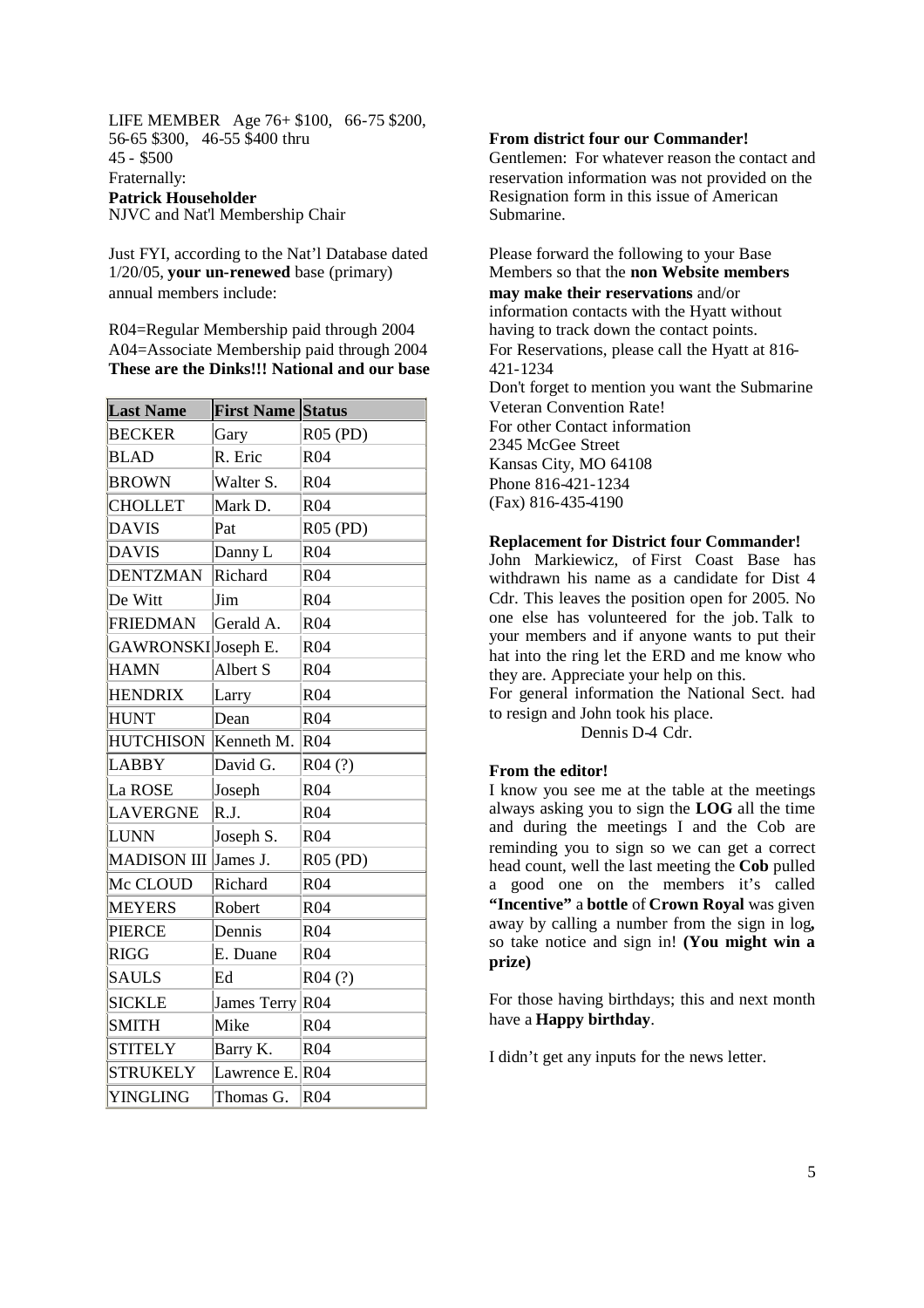LIFE MEMBER Age 76+ $100, 66-75 $200, 56-65 $300, 46-55 $400 thru 45 - $500

Fraternally:

**Patrick Householder**

NJVC and Nat'l Membership Chair

Just FYI, according to the Nat'l Database dated 1/20/05, **your un-renewed** base (primary) annual members include:

R04=Regular Membership paid through 2004
A04=Associate Membership paid through 2004
**These are the Dinks!!! National and our base**

| Last Name | First Name | Status |
|---|---|---|
| BECKER | Gary | R05 (PD) |
| BLAD | R. Eric | R04 |
| BROWN | Walter S. | R04 |
| CHOLLET | Mark D. | R04 |
| DAVIS | Pat | R05 (PD) |
| DAVIS | Danny L | R04 |
| DENTZMAN | Richard | R04 |
| De Witt | Jim | R04 |
| FRIEDMAN | Gerald A. | R04 |
| GAWRONSKI | Joseph E. | R04 |
| HAMN | Albert S | R04 |
| HENDRIX | Larry | R04 |
| HUNT | Dean | R04 |
| HUTCHISON | Kenneth M. | R04 |
| LABBY | David G. | R04 (?) |
| La ROSE | Joseph | R04 |
| LAVERGNE | R.J. | R04 |
| LUNN | Joseph S. | R04 |
| MADISON III | James J. | R05 (PD) |
| Mc CLOUD | Richard | R04 |
| MEYERS | Robert | R04 |
| PIERCE | Dennis | R04 |
| RIGG | E. Duane | R04 |
| SAULS | Ed | R04 (?) |
| SICKLE | James Terry | R04 |
| SMITH | Mike | R04 |
| STITELY | Barry K. | R04 |
| STRUKELY | Lawrence E. | R04 |
| YINGLING | Thomas G. | R04 |

**From district four our Commander!**

Gentlemen: For whatever reason the contact and reservation information was not provided on the Resignation form in this issue of American Submarine.

Please forward the following to your Base Members so that the **non Website members may make their reservations** and/or information contacts with the Hyatt without having to track down the contact points.
For Reservations, please call the Hyatt at 816-421-1234
Don't forget to mention you want the Submarine Veteran Convention Rate!
For other Contact information
2345 McGee Street
Kansas City, MO 64108
Phone 816-421-1234
(Fax) 816-435-4190

**Replacement for District four Commander!**

John Markiewicz, of First Coast Base has withdrawn his name as a candidate for Dist 4 Cdr. This leaves the position open for 2005. No one else has volunteered for the job. Talk to your members and if anyone wants to put their hat into the ring let the ERD and me know who they are. Appreciate your help on this.
For general information the National Sect. had to resign and John took his place.

Dennis D-4 Cdr.

**From the editor!**

I know you see me at the table at the meetings always asking you to sign the **LOG** all the time and during the meetings I and the Cob are reminding you to sign so we can get a correct head count, well the last meeting the **Cob** pulled a good one on the members it's called **"Incentive"** a **bottle** of **Crown Royal** was given away by calling a number from the sign in log**,** so take notice and sign in! **(You might win a prize)**

For those having birthdays; this and next month have a **Happy birthday**.

I didn't get any inputs for the news letter.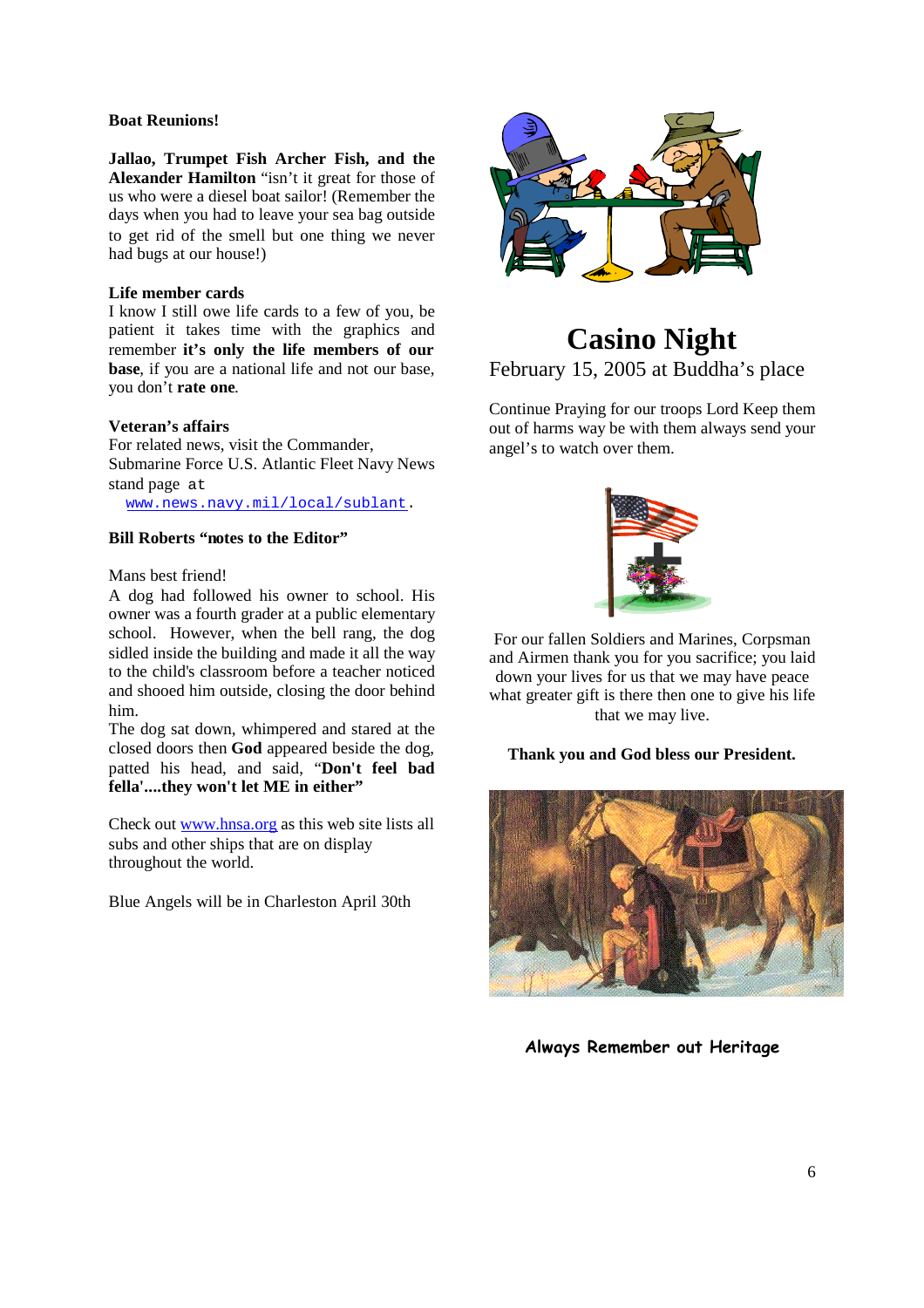**Boat Reunions!**

**Jallao, Trumpet Fish Archer Fish, and the Alexander Hamilton** "isn't it great for those of us who were a diesel boat sailor! (Remember the days when you had to leave your sea bag outside to get rid of the smell but one thing we never had bugs at our house!)

**Life member cards**

I know I still owe life cards to a few of you, be patient it takes time with the graphics and remember **it's only the life members of our base**, if you are a national life and not our base, you don't **rate one**.

**Veteran's affairs**

For related news, visit the Commander, Submarine Force U.S. Atlantic Fleet Navy News stand page at www.news.navy.mil/local/sublant.

**Bill Roberts "notes to the Editor"**

Mans best friend!

A dog had followed his owner to school. His owner was a fourth grader at a public elementary school. However, when the bell rang, the dog sidled inside the building and made it all the way to the child's classroom before a teacher noticed and shooed him outside, closing the door behind him.

The dog sat down, whimpered and stared at the closed doors then **God** appeared beside the dog, patted his head, and said, "**Don't feel bad fella'....they won't let ME in either"**

Check out www.hnsa.org as this web site lists all subs and other ships that are on display throughout the world.

Blue Angels will be in Charleston April 30th

# Casino Night

February 15, 2005 at Buddha's place

Continue Praying for our troops Lord Keep them out of harms way be with them always send your angel's to watch over them.

For our fallen Soldiers and Marines, Corpsman and Airmen thank you for you sacrifice; you laid down your lives for us that we may have peace what greater gift is there then one to give his life that we may live.

**Thank you and God bless our President.**

**Always Remember out Heritage**